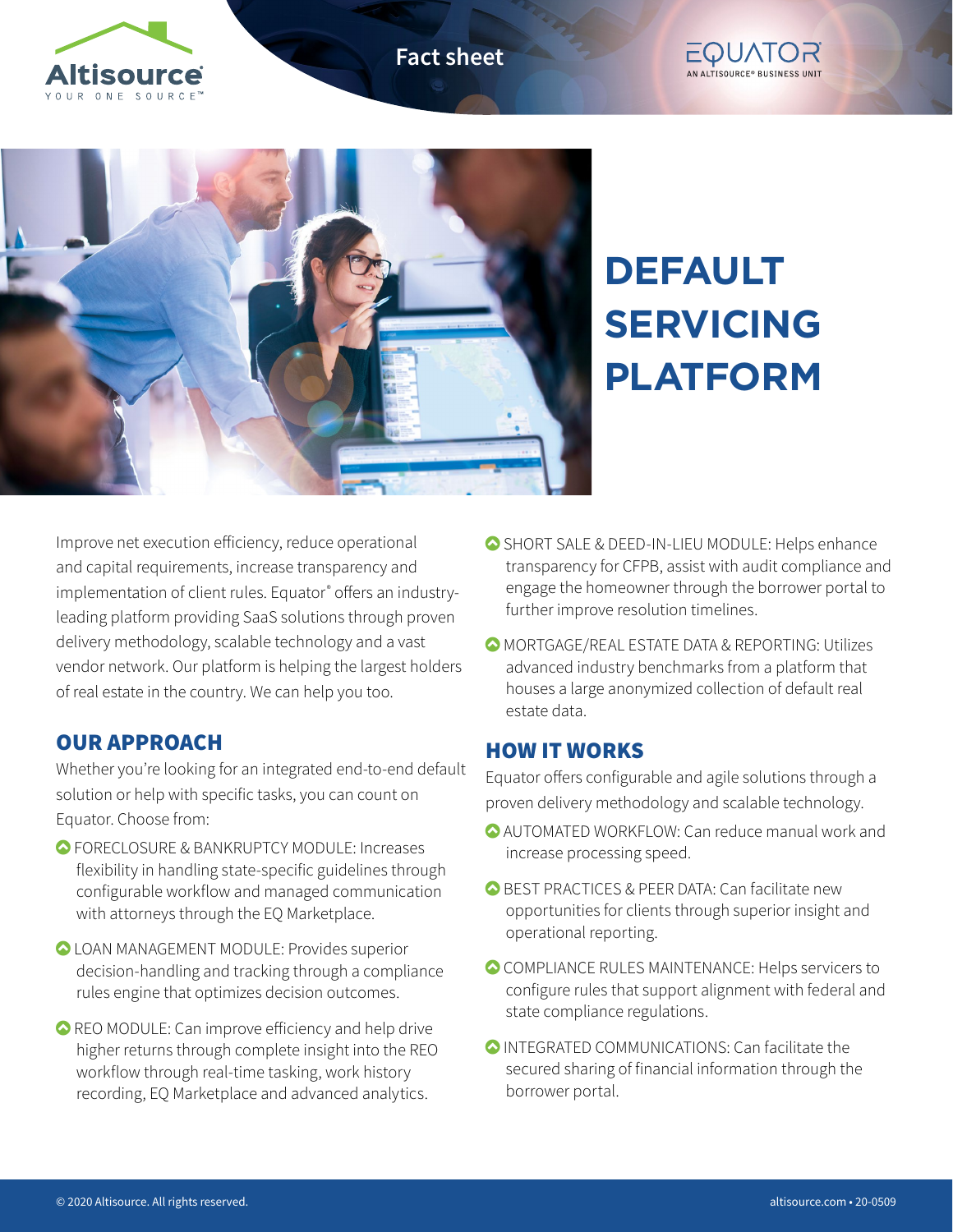Fact sheet

# DEFAULT SERVICING PLATFORM

Improve net execution efficiency, reduce operational and capital requirements, increase transparency and implementation of client rules. Equator® offers an industry-leading platform providing SaaS solutions through proven delivery methodology, scalable technology and a vast vendor network. Our platform is helping the largest holders of real estate in the country. We can help you too.

## OUR APPROACH

Whether you're looking for an integrated end-to-end default solution or help with specific tasks, you can count on Equator. Choose from:

- FORECLOSURE & BANKRUPTCY MODULE: Increases flexibility in handling state-specific guidelines through configurable workflow and managed communication with attorneys through the EQ Marketplace.
- LOAN MANAGEMENT MODULE: Provides superior decision-handling and tracking through a compliance rules engine that optimizes decision outcomes.
- REO MODULE: Can improve efficiency and help drive higher returns through complete insight into the REO workflow through real-time tasking, work history recording, EQ Marketplace and advanced analytics.
- SHORT SALE & DEED-IN-LIEU MODULE: Helps enhance transparency for CFPB, assist with audit compliance and engage the homeowner through the borrower portal to further improve resolution timelines.
- MORTGAGE/REAL ESTATE DATA & REPORTING: Utilizes advanced industry benchmarks from a platform that houses a large anonymized collection of default real estate data.

## HOW IT WORKS

Equator offers configurable and agile solutions through a proven delivery methodology and scalable technology.

- AUTOMATED WORKFLOW: Can reduce manual work and increase processing speed.
- BEST PRACTICES & PEER DATA: Can facilitate new opportunities for clients through superior insight and operational reporting.
- COMPLIANCE RULES MAINTENANCE: Helps servicers to configure rules that support alignment with federal and state compliance regulations.
- INTEGRATED COMMUNICATIONS: Can facilitate the secured sharing of financial information through the borrower portal.

© 2020 Altisource. All rights reserved.

altisource.com • 20-0509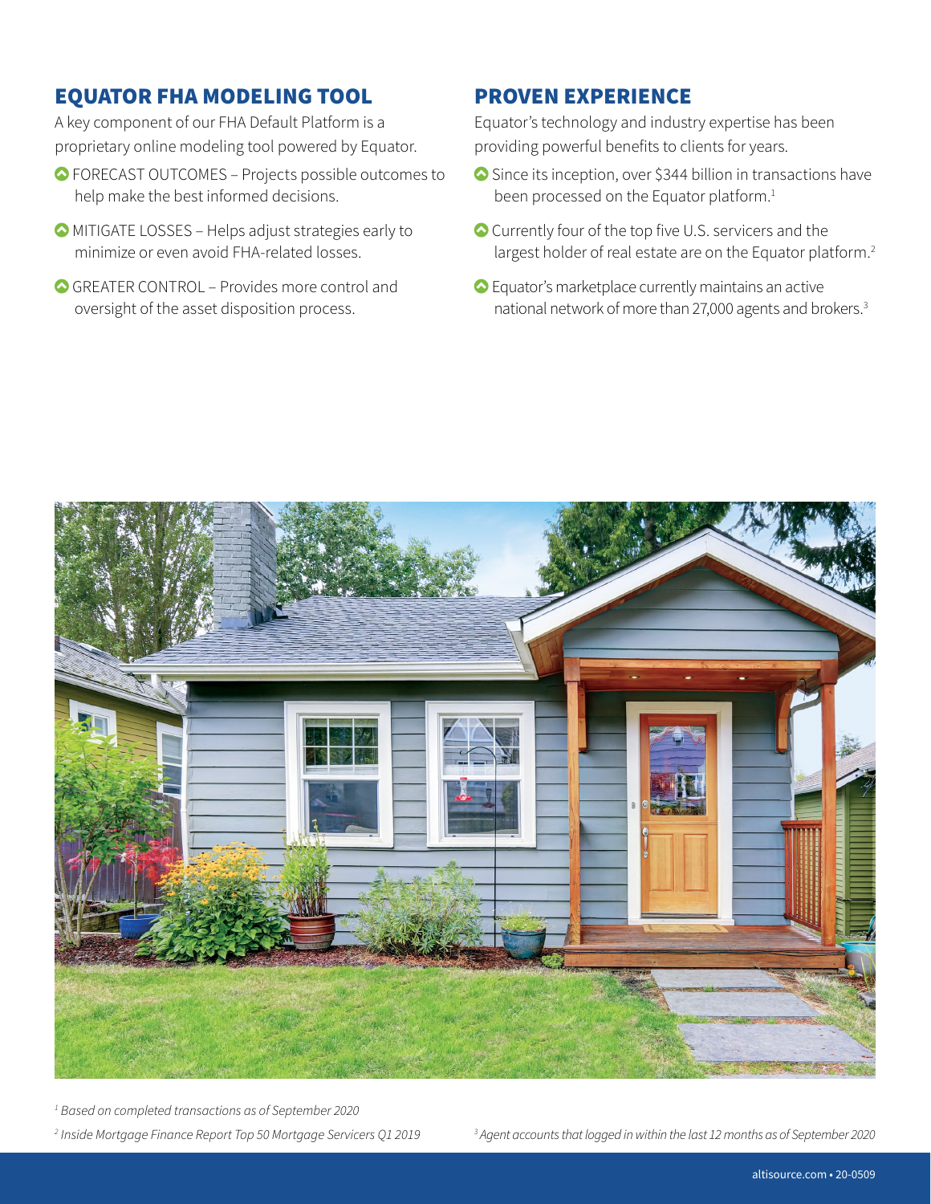## EQUATOR FHA MODELING TOOL

A key component of our FHA Default Platform is a proprietary online modeling tool powered by Equator.

- FORECAST OUTCOMES – Projects possible outcomes to help make the best informed decisions.
- MITIGATE LOSSES – Helps adjust strategies early to minimize or even avoid FHA-related losses.
- GREATER CONTROL – Provides more control and oversight of the asset disposition process.

## PROVEN EXPERIENCE

Equator's technology and industry expertise has been providing powerful benefits to clients for years.

- Since its inception, over $344 billion in transactions have been processed on the Equator platform.[1]
- Currently four of the top five U.S. servicers and the largest holder of real estate are on the Equator platform.[2]
- Equator's marketplace currently maintains an active national network of more than 27,000 agents and brokers.[3]

*[1] Based on completed transactions as of September 2020*

*[2] Inside Mortgage Finance Report Top 50 Mortgage Servicers Q1 2019*

*[3] Agent accounts that logged in within the last 12 months as of September 2020*

altisource.com • 20-0509